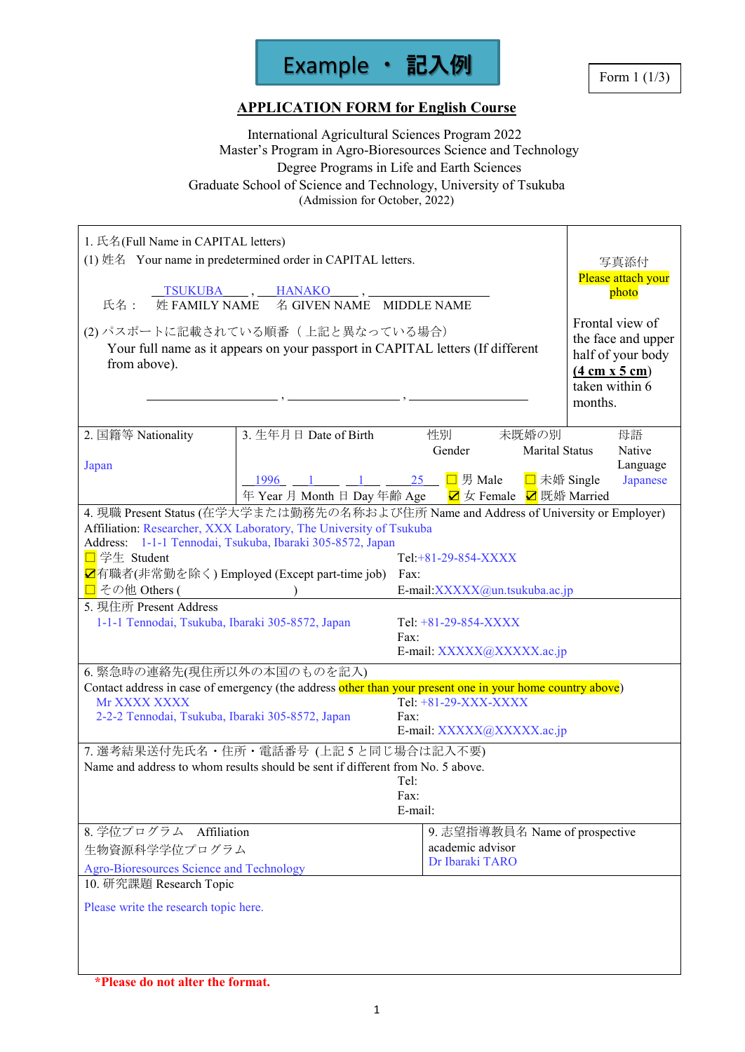Example ・ 記入例

Form 1 (1/3)

## APPLICATION FORM for English Course

International Agricultural Sciences Program 2022
Master's Program in Agro-Bioresources Science and Technology
Degree Programs in Life and Earth Sciences
Graduate School of Science and Technology, University of Tsukuba
(Admission for October, 2022)

1. 氏名(Full Name in CAPITAL letters)

(1) 姓名　Your name in predetermined order in CAPITAL letters.

氏名：　TSUKUBA , HANAKO , ______
姓 FAMILY NAME　名 GIVEN NAME　MIDDLE NAME

(2) パスポートに記載されている順番（上記と異なっている場合）
Your full name as it appears on your passport in CAPITAL letters (If different from above).

______ , ______ , ______

写真添付
Please attach your photo

Frontal view of the face and upper half of your body (**4 cm x 5 cm**) taken within 6 months.

| 2. 国籍等 Nationality | 3. 生年月日 Date of Birth | 性別 Gender | 未既婚の別 Marital Status | 母語 Native Language |
|---|---|---|---|---|
| Japan | 1996 年 Year 1 月 Month 1 日 Day 25 年齢 Age | ☐ 男 Male ☑ 女 Female | ☐ 未婚 Single ☑ 既婚 Married | Japanese |

4. 現職 Present Status (在学大学または勤務先の名称および住所 Name and Address of University or Employer)
Affiliation: Researcher, XXX Laboratory, The University of Tsukuba
Address: 1-1-1 Tennodai, Tsukuba, Ibaraki 305-8572, Japan
☐ 学生 Student
☑ 有職者(非常勤を除く) Employed (Except part-time job)
☐ その他 Others (　　　　　　　　　)
Tel: +81-29-854-XXXX
Fax:
E-mail: XXXXX@un.tsukuba.ac.jp

5. 現住所 Present Address
1-1-1 Tennodai, Tsukuba, Ibaraki 305-8572, Japan
Tel: +81-29-854-XXXX
Fax:
E-mail: XXXXX@XXXXX.ac.jp

6. 緊急時の連絡先(現住所以外の本国のものを記入)
Contact address in case of emergency (the address other than your present one in your home country above)
Mr XXXX XXXX
2-2-2 Tennodai, Tsukuba, Ibaraki 305-8572, Japan
Tel: +81-29-XXX-XXXX
Fax:
E-mail: XXXXX@XXXXX.ac.jp

7. 選考結果送付先氏名・住所・電話番号 (上記 5 と同じ場合は記入不要)
Name and address to whom results should be sent if different from No. 5 above.
Tel:
Fax:
E-mail:

| 8. 学位プログラム　Affiliation | 9. 志望指導教員名 Name of prospective academic advisor |
|---|---|
| 生物資源科学学位プログラム Agro-Bioresources Science and Technology | Dr Ibaraki TARO |

10. 研究課題 Research Topic

Please write the research topic here.

***Please do not alter the format.**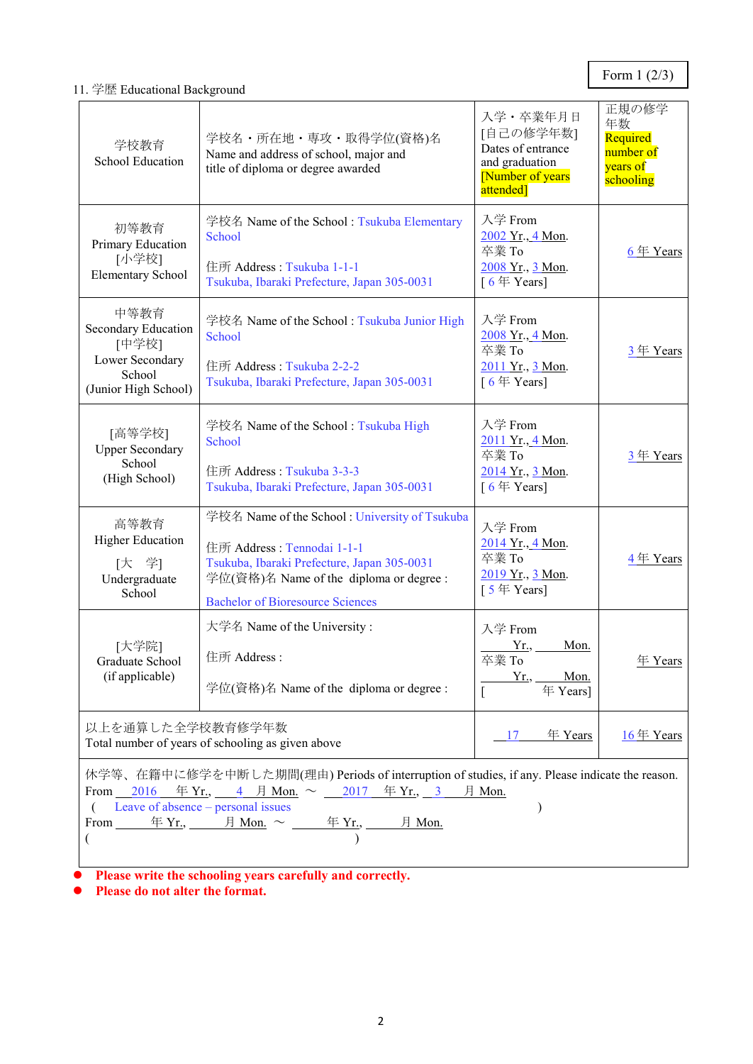Form 1 (2/3)

11. 学歴 Educational Background

| 学校教育<br>School Education | 学校名・所在地・専攻・取得学位(資格)名<br>Name and address of school, major and title of diploma or degree awarded | 入学・卒業年月日<br>[自己の修学年数]<br>Dates of entrance and graduation<br>[Number of years attended] | 正規の修学年数<br>Required number of years of schooling |
|---|---|---|---|
| 初等教育<br>Primary Education<br>[小学校]<br>Elementary School | 学校名 Name of the School : Tsukuba Elementary School<br><br>住所 Address : Tsukuba 1-1-1<br>Tsukuba, Ibaraki Prefecture, Japan 305-0031 | 入学 From<br>2002 Yr., 4 Mon.<br>卒業 To<br>2008 Yr., 3 Mon.<br>[ 6 年 Years] | 6 年 Years |
| 中等教育<br>Secondary Education<br>[中学校]<br>Lower Secondary School<br>(Junior High School) | 学校名 Name of the School : Tsukuba Junior High School<br><br>住所 Address : Tsukuba 2-2-2<br>Tsukuba, Ibaraki Prefecture, Japan 305-0031 | 入学 From<br>2008 Yr., 4 Mon.<br>卒業 To<br>2011 Yr., 3 Mon.<br>[ 6 年 Years] | 3 年 Years |
| [高等学校]<br>Upper Secondary School<br>(High School) | 学校名 Name of the School : Tsukuba High School<br><br>住所 Address : Tsukuba 3-3-3<br>Tsukuba, Ibaraki Prefecture, Japan 305-0031 | 入学 From<br>2011 Yr., 4 Mon.<br>卒業 To<br>2014 Yr., 3 Mon.<br>[ 6 年 Years] | 3 年 Years |
| 高等教育<br>Higher Education<br>[大　学]<br>Undergraduate School | 学校名 Name of the School : University of Tsukuba<br><br>住所 Address : Tennodai 1-1-1<br>Tsukuba, Ibaraki Prefecture, Japan 305-0031<br>学位(資格)名 Name of the diploma or degree :<br>Bachelor of Bioresource Sciences | 入学 From<br>2014 Yr., 4 Mon.<br>卒業 To<br>2019 Yr., 3 Mon.<br>[ 5 年 Years] | 4 年 Years |
| [大学院]<br>Graduate School<br>(if applicable) | 大学名 Name of the University :<br><br>住所 Address :<br><br>学位(資格)名 Name of the diploma or degree : | 入学 From<br>Yr., Mon.<br>卒業 To<br>Yr., Mon.<br>[ 年 Years] | 年 Years |
| 以上を通算した全学校教育修学年数<br>Total number of years of schooling as given above | | 17 年 Years | 16 年 Years |

休学等、在籍中に修学を中断した期間(理由) Periods of interruption of studies, if any. Please indicate the reason.

From 2016 年 Yr., 4 月 Mon. ～ 2017 年 Yr., 3 月 Mon.
( Leave of absence – personal issues )

From 年 Yr., 月 Mon. ～ 年 Yr., 月 Mon.
( )

- **Please write the schooling years carefully and correctly.**
- **Please do not alter the format.**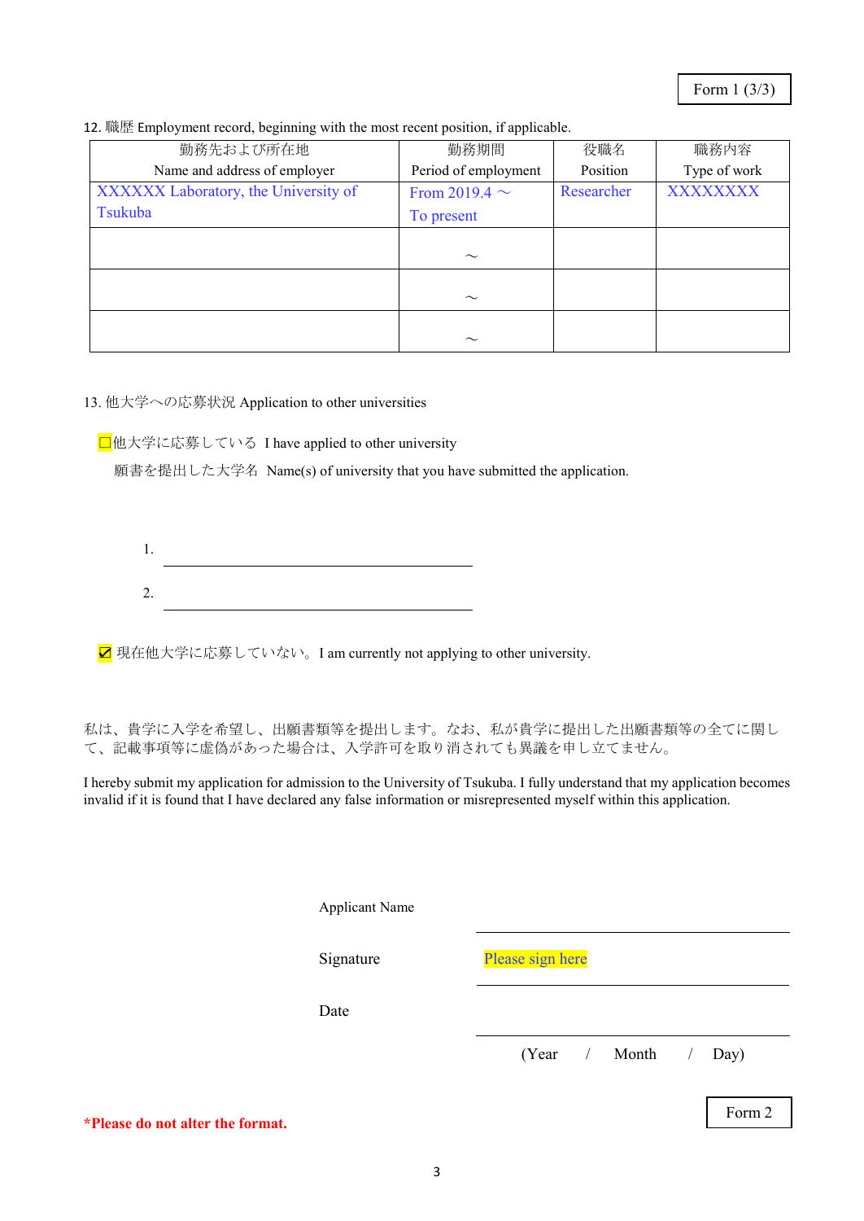Form 1 (3/3)

12. 職歴 Employment record, beginning with the most recent position, if applicable.

| 勤務先および所在地<br>Name and address of employer | 勤務期間<br>Period of employment | 役職名<br>Position | 職務内容<br>Type of work |
|---|---|---|---|
| XXXXXX Laboratory, the University of Tsukuba | From 2019.4 ～<br>To present | Researcher | XXXXXXXX |
| | ～ | | |
| | ～ | | |
| | ～ | | |

13. 他大学への応募状況 Application to other universities

☐他大学に応募している I have applied to other university

願書を提出した大学名 Name(s) of university that you have submitted the application.

1. ______________________

2. ______________________

☑ 現在他大学に応募していない。I am currently not applying to other university.

私は、貴学に入学を希望し、出願書類等を提出します。なお、私が貴学に提出した出願書類等の全てに関して、記載事項等に虚偽があった場合は、入学許可を取り消されても異議を申し立てません。

I hereby submit my application for admission to the University of Tsukuba. I fully understand that my application becomes invalid if it is found that I have declared any false information or misrepresented myself within this application.

Applicant Name ______________________

Signature Please sign here ______________________

Date ______________________

(Year / Month / Day)

**\*Please do not alter the format.**

Form 2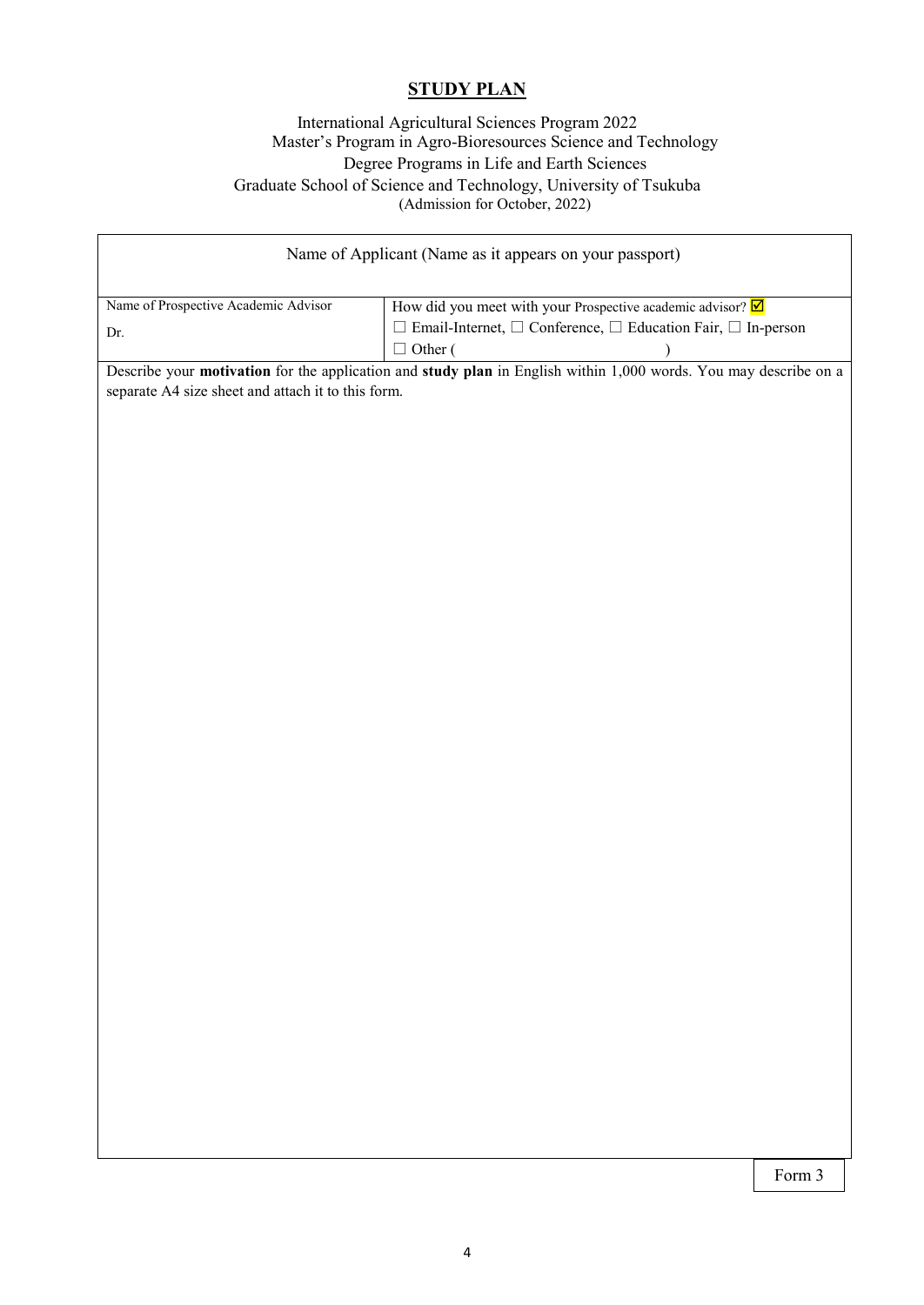## STUDY PLAN

International Agricultural Sciences Program 2022
Master's Program in Agro-Bioresources Science and Technology
Degree Programs in Life and Earth Sciences
Graduate School of Science and Technology, University of Tsukuba
(Admission for October, 2022)

| Name of Applicant (Name as it appears on your passport) | |
|---|---|
| | |
| Name of Prospective Academic Advisor<br>Dr. | How did you meet with your Prospective academic advisor? ☑<br>☐ Email-Internet, ☐ Conference, ☐ Education Fair, ☐ In-person<br>☐ Other ( ) |
| Describe your **motivation** for the application and **study plan** in English within 1,000 words. You may describe on a separate A4 size sheet and attach it to this form. | |

Form 3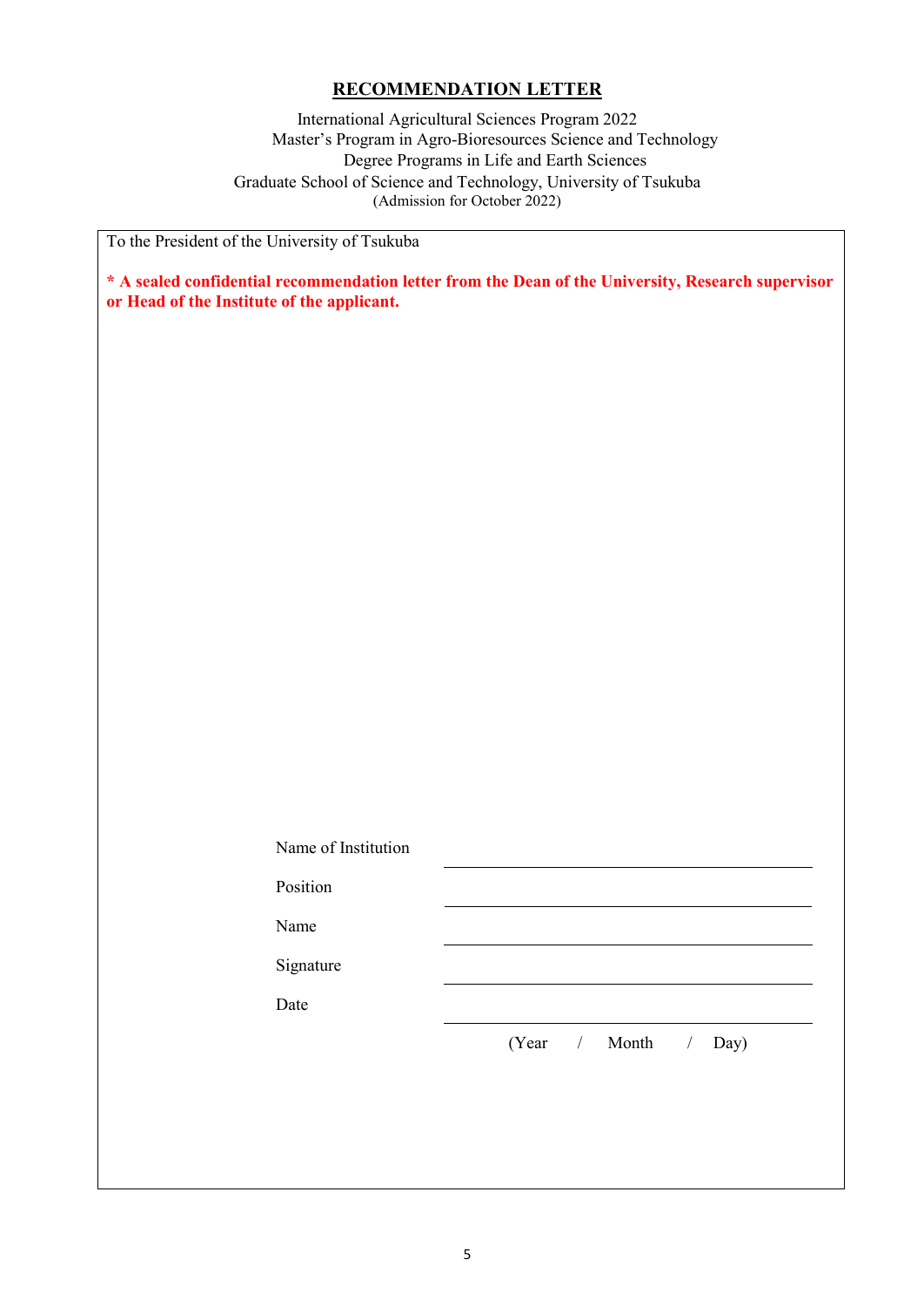# RECOMMENDATION LETTER

International Agricultural Sciences Program 2022
Master's Program in Agro-Bioresources Science and Technology
Degree Programs in Life and Earth Sciences
Graduate School of Science and Technology, University of Tsukuba
(Admission for October 2022)

To the President of the University of Tsukuba

**\* A sealed confidential recommendation letter from the Dean of the University, Research supervisor or Head of the Institute of the applicant.**

Name of Institution ______________________________

Position ______________________________

Name ______________________________

Signature ______________________________

Date ______________________________

(Year / Month / Day)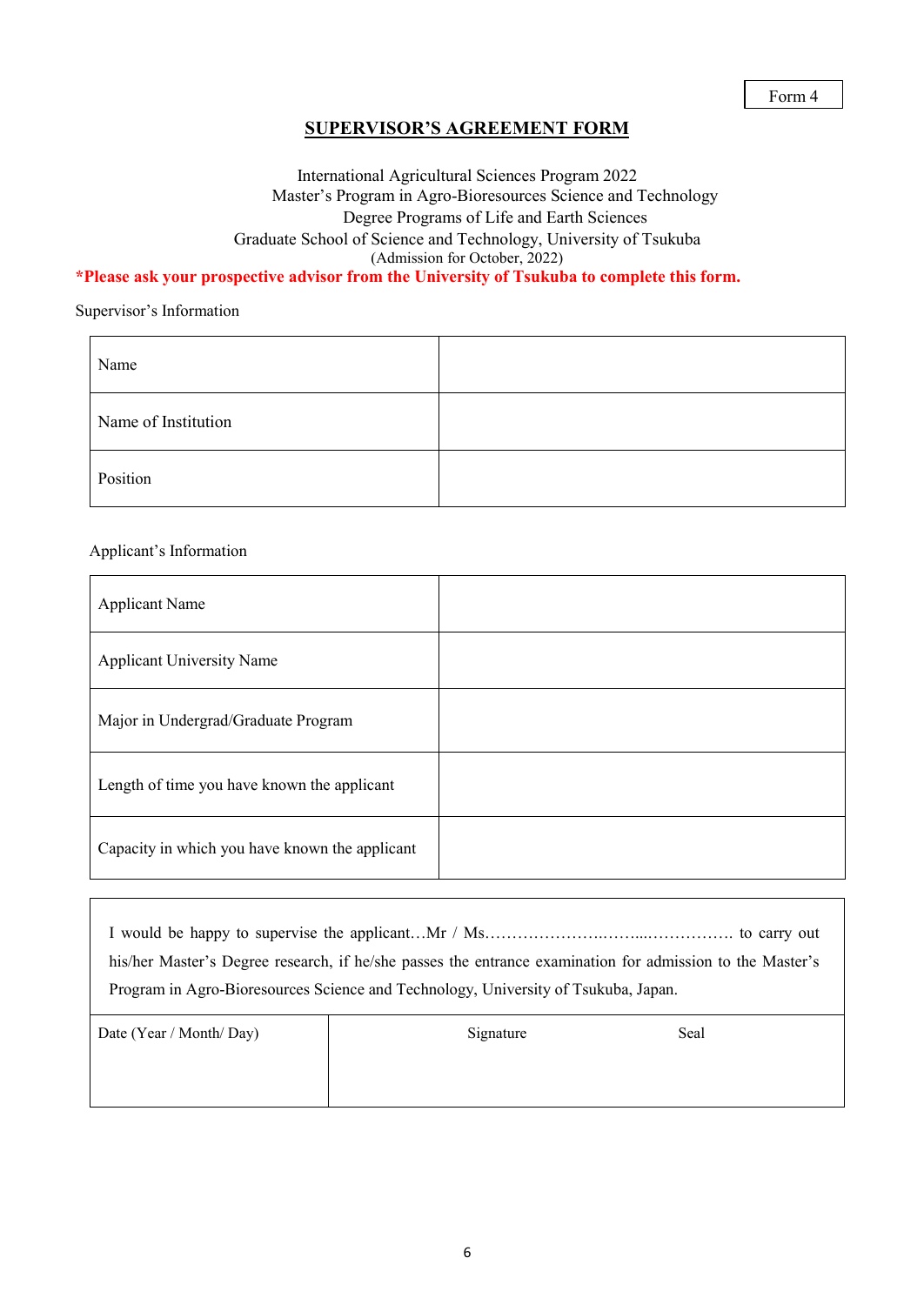Form 4

# SUPERVISOR'S AGREEMENT FORM

International Agricultural Sciences Program 2022
Master's Program in Agro-Bioresources Science and Technology
Degree Programs of Life and Earth Sciences
Graduate School of Science and Technology, University of Tsukuba
(Admission for October, 2022)

**\*Please ask your prospective advisor from the University of Tsukuba to complete this form.**

Supervisor's Information

| | |
|---|---|
| Name | |
| Name of Institution | |
| Position | |

Applicant's Information

| | |
|---|---|
| Applicant Name | |
| Applicant University Name | |
| Major in Undergrad/Graduate Program | |
| Length of time you have known the applicant | |
| Capacity in which you have known the applicant | |

I would be happy to supervise the applicant…Mr / Ms…………………….……...……………. to carry out his/her Master's Degree research, if he/she passes the entrance examination for admission to the Master's Program in Agro-Bioresources Science and Technology, University of Tsukuba, Japan.

| Date (Year / Month/ Day) | Signature | Seal |
|---|---|---|
| | | |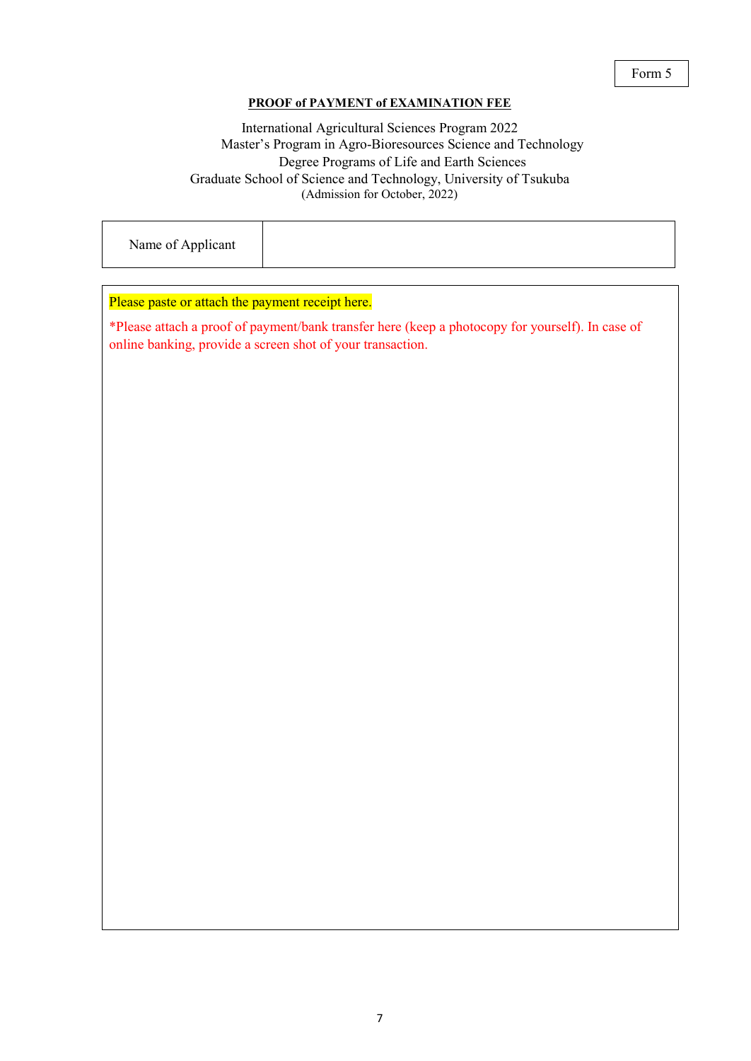Form 5

**PROOF of PAYMENT of EXAMINATION FEE**

International Agricultural Sciences Program 2022
Master's Program in Agro-Bioresources Science and Technology
Degree Programs of Life and Earth Sciences
Graduate School of Science and Technology, University of Tsukuba
(Admission for October, 2022)

| Name of Applicant | |
|---|---|

Please paste or attach the payment receipt here.

*Please attach a proof of payment/bank transfer here (keep a photocopy for yourself). In case of online banking, provide a screen shot of your transaction.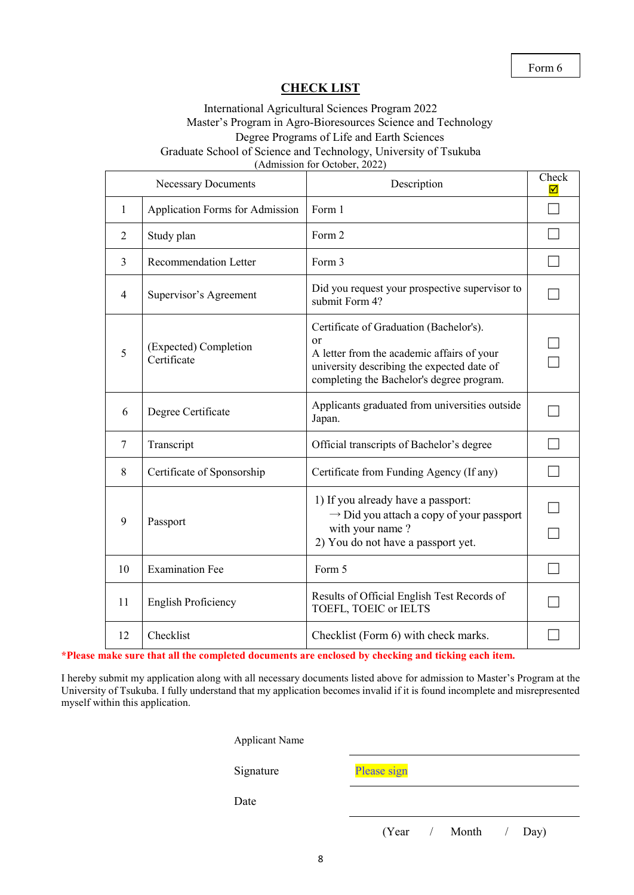Form 6

# CHECK LIST

International Agricultural Sciences Program 2022
Master's Program in Agro-Bioresources Science and Technology
Degree Programs of Life and Earth Sciences
Graduate School of Science and Technology, University of Tsukuba
(Admission for October, 2022)

| Necessary Documents | | Description | Check ☑ |
|---|---|---|---|
| 1 | Application Forms for Admission | Form 1 | ☐ |
| 2 | Study plan | Form 2 | ☐ |
| 3 | Recommendation Letter | Form 3 | ☐ |
| 4 | Supervisor's Agreement | Did you request your prospective supervisor to submit Form 4? | ☐ |
| 5 | (Expected) Completion Certificate | Certificate of Graduation (Bachelor's).<br>or<br>A letter from the academic affairs of your university describing the expected date of completing the Bachelor's degree program. | ☐<br>☐ |
| 6 | Degree Certificate | Applicants graduated from universities outside Japan. | ☐ |
| 7 | Transcript | Official transcripts of Bachelor's degree | ☐ |
| 8 | Certificate of Sponsorship | Certificate from Funding Agency (If any) | ☐ |
| 9 | Passport | 1) If you already have a passport:<br>→ Did you attach a copy of your passport with your name ?<br>2) You do not have a passport yet. | ☐<br>☐ |
| 10 | Examination Fee | Form 5 | ☐ |
| 11 | English Proficiency | Results of Official English Test Records of TOEFL, TOEIC or IELTS | ☐ |
| 12 | Checklist | Checklist (Form 6) with check marks. | ☐ |

***Please make sure that all the completed documents are enclosed by checking and ticking each item.**

I hereby submit my application along with all necessary documents listed above for admission to Master's Program at the University of Tsukuba. I fully understand that my application becomes invalid if it is found incomplete and misrepresented myself within this application.

Applicant Name ______________________

Signature Please sign ______________________

Date ______________________

(Year / Month / Day)